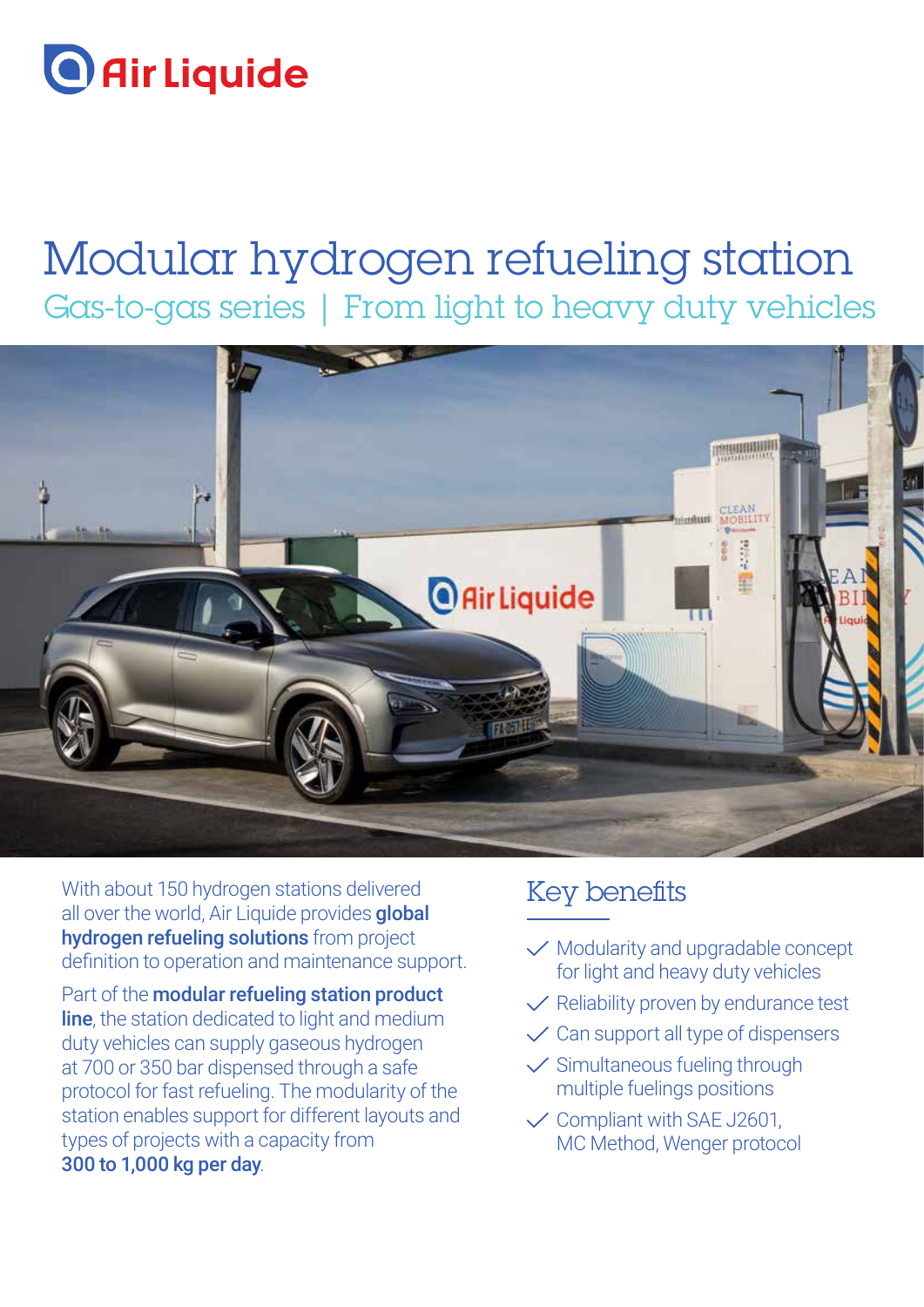Air Liquide

# Modular hydrogen refueling station

## Gas-to-gas series | From light to heavy duty vehicles

With about 150 hydrogen stations delivered all over the world, Air Liquide provides **global hydrogen refueling solutions** from project definition to operation and maintenance support.

Part of the **modular refueling station product line**, the station dedicated to light and medium duty vehicles can supply gaseous hydrogen at 700 or 350 bar dispensed through a safe protocol for fast refueling. The modularity of the station enables support for different layouts and types of projects with a capacity from **300 to 1,000 kg per day**.

## Key benefits

- ✓ Modularity and upgradable concept for light and heavy duty vehicles
- ✓ Reliability proven by endurance test
- ✓ Can support all type of dispensers
- ✓ Simultaneous fueling through multiple fuelings positions
- ✓ Compliant with SAE J2601, MC Method, Wenger protocol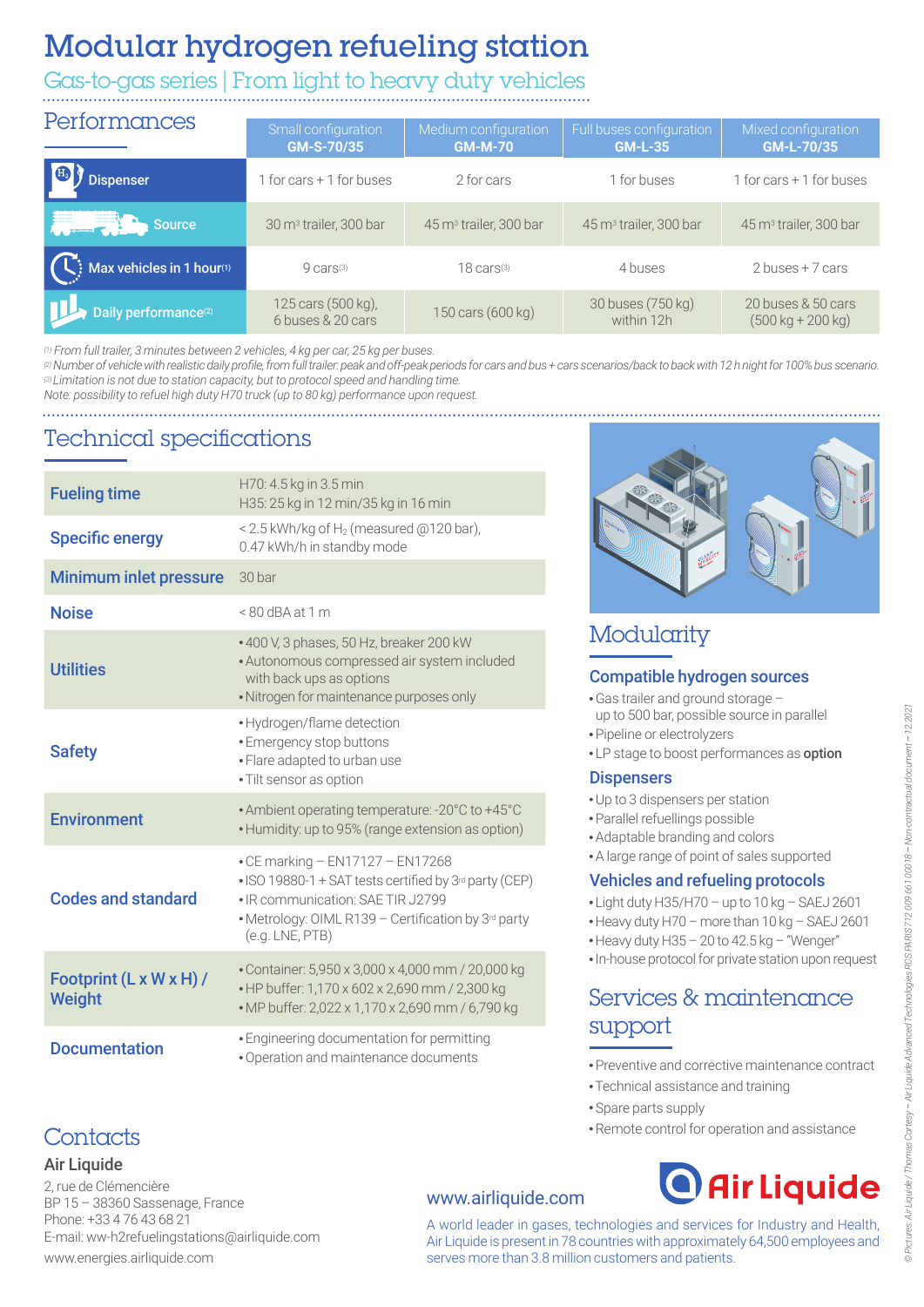# Modular hydrogen refueling station

## Gas-to-gas series | From light to heavy duty vehicles

## Performances

| | Small configuration **GM-S-70/35** | Medium configuration **GM-M-70** | Full buses configuration **GM-L-35** | Mixed configuration **GM-L-70/35** |
|---|---|---|---|---|
| **Dispenser** | 1 for cars + 1 for buses | 2 for cars | 1 for buses | 1 for cars + 1 for buses |
| **Source** | 30 m³ trailer, 300 bar | 45 m³ trailer, 300 bar | 45 m³ trailer, 300 bar | 45 m³ trailer, 300 bar |
| **Max vehicles in 1 hour**[1] | 9 cars[3] | 18 cars[3] | 4 buses | 2 buses + 7 cars |
| **Daily performance**[2] | 125 cars (500 kg), 6 buses & 20 cars | 150 cars (600 kg) | 30 buses (750 kg) within 12h | 20 buses & 50 cars (500 kg + 200 kg) |

*[1] From full trailer, 3 minutes between 2 vehicles, 4 kg per car, 25 kg per buses.*
*[2] Number of vehicle with realistic daily profile, from full trailer: peak and off-peak periods for cars and bus + cars scenarios/back to back with 12 h night for 100% bus scenario.*
*[3] Limitation is not due to station capacity, but to protocol speed and handling time.*
*Note: possibility to refuel high duty H70 truck (up to 80 kg) performance upon request.*

## Technical specifications

| | |
|---|---|
| **Fueling time** | H70: 4.5 kg in 3.5 min<br>H35: 25 kg in 12 min/35 kg in 16 min |
| **Specific energy** | < 2.5 kWh/kg of $H_2$ (measured @120 bar),<br>0.47 kWh/h in standby mode |
| **Minimum inlet pressure** | 30 bar |
| **Noise** | < 80 dBA at 1 m |
| **Utilities** | • 400 V, 3 phases, 50 Hz, breaker 200 kW<br>• Autonomous compressed air system included with back ups as options<br>• Nitrogen for maintenance purposes only |
| **Safety** | • Hydrogen/flame detection<br>• Emergency stop buttons<br>• Flare adapted to urban use<br>• Tilt sensor as option |
| **Environment** | • Ambient operating temperature: -20°C to +45°C<br>• Humidity: up to 95% (range extension as option) |
| **Codes and standard** | • CE marking – EN17127 – EN17268<br>• ISO 19880-1 + SAT tests certified by 3rd party (CEP)<br>• IR communication: SAE TIR J2799<br>• Metrology: OIML R139 – Certification by 3rd party (e.g. LNE, PTB) |
| **Footprint (L x W x H) / Weight** | • Container: 5,950 x 3,000 x 4,000 mm / 20,000 kg<br>• HP buffer: 1,170 x 602 x 2,690 mm / 2,300 kg<br>• MP buffer: 2,022 x 1,170 x 2,690 mm / 6,790 kg |
| **Documentation** | • Engineering documentation for permitting<br>• Operation and maintenance documents |

## Modularity

### Compatible hydrogen sources

- Gas trailer and ground storage – up to 500 bar, possible source in parallel
- Pipeline or electrolyzers
- LP stage to boost performances as **option**

### Dispensers

- Up to 3 dispensers per station
- Parallel refuellings possible
- Adaptable branding and colors
- A large range of point of sales supported

### Vehicles and refueling protocols

- Light duty H35/H70 – up to 10 kg – SAEJ 2601
- Heavy duty H70 – more than 10 kg – SAEJ 2601
- Heavy duty H35 – 20 to 42.5 kg – "Wenger"
- In-house protocol for private station upon request

## Services & maintenance support

- Preventive and corrective maintenance contract
- Technical assistance and training
- Spare parts supply
- Remote control for operation and assistance

## Contacts

**Air Liquide**

2, rue de Clémencière
BP 15 – 38360 Sassenage, France
Phone: +33 4 76 43 68 21
E-mail: ww-h2refuelingstations@airliquide.com
www.energies.airliquide.com

www.airliquide.com

Air Liquide

A world leader in gases, technologies and services for Industry and Health, Air Liquide is present in 78 countries with approximately 64,500 employees and serves more than 3.8 million customers and patients.

© Pictures: Air Liquide / Thomas Cortesy – Air Liquide Advanced Technologies RCS PARIS 712 009 661 00018 – Non-contractual document – 12.2021